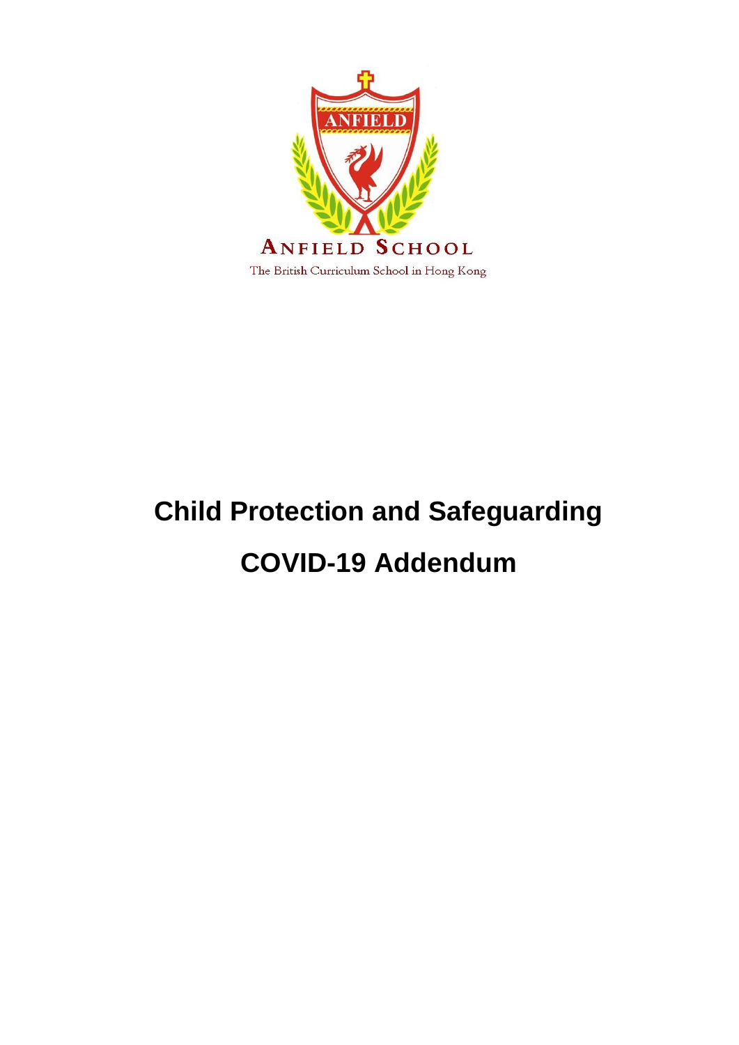ANFIELD SCHOOL

The British Curriculum School in Hong Kong

# Child Protection and Safeguarding

# COVID-19 Addendum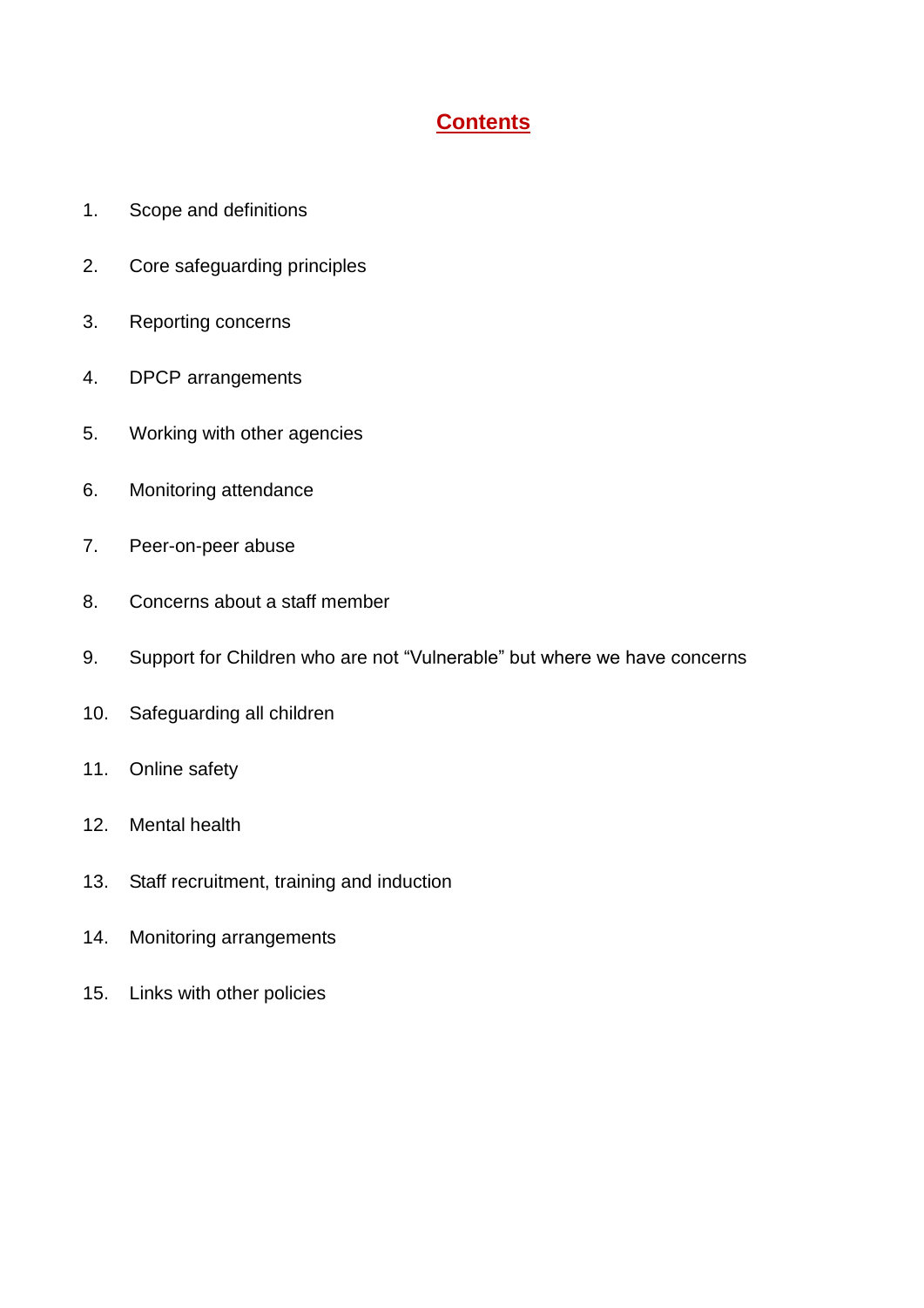# Contents

1. Scope and definitions
2. Core safeguarding principles
3. Reporting concerns
4. DPCP arrangements
5. Working with other agencies
6. Monitoring attendance
7. Peer-on-peer abuse
8. Concerns about a staff member
9. Support for Children who are not "Vulnerable" but where we have concerns
10. Safeguarding all children
11. Online safety
12. Mental health
13. Staff recruitment, training and induction
14. Monitoring arrangements
15. Links with other policies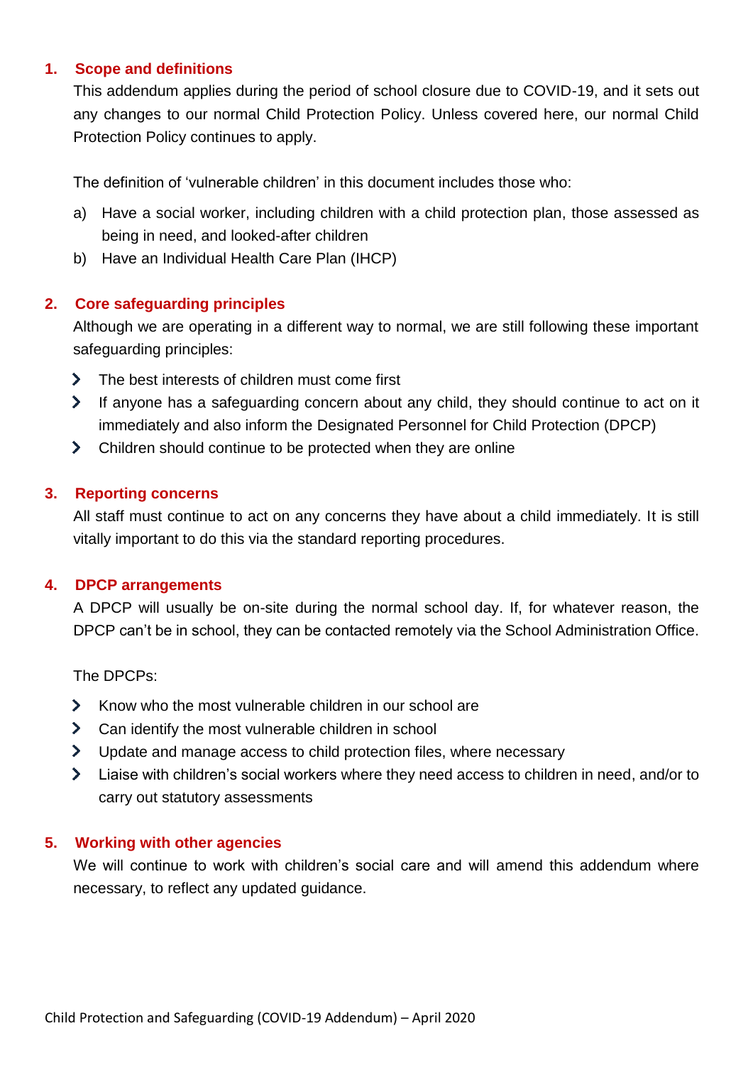## 1. Scope and definitions

This addendum applies during the period of school closure due to COVID-19, and it sets out any changes to our normal Child Protection Policy. Unless covered here, our normal Child Protection Policy continues to apply.

The definition of 'vulnerable children' in this document includes those who:

a) Have a social worker, including children with a child protection plan, those assessed as being in need, and looked-after children
b) Have an Individual Health Care Plan (IHCP)

## 2. Core safeguarding principles

Although we are operating in a different way to normal, we are still following these important safeguarding principles:

- The best interests of children must come first
- If anyone has a safeguarding concern about any child, they should continue to act on it immediately and also inform the Designated Personnel for Child Protection (DPCP)
- Children should continue to be protected when they are online

## 3. Reporting concerns

All staff must continue to act on any concerns they have about a child immediately. It is still vitally important to do this via the standard reporting procedures.

## 4. DPCP arrangements

A DPCP will usually be on-site during the normal school day. If, for whatever reason, the DPCP can't be in school, they can be contacted remotely via the School Administration Office.

The DPCPs:

- Know who the most vulnerable children in our school are
- Can identify the most vulnerable children in school
- Update and manage access to child protection files, where necessary
- Liaise with children's social workers where they need access to children in need, and/or to carry out statutory assessments

## 5. Working with other agencies

We will continue to work with children's social care and will amend this addendum where necessary, to reflect any updated guidance.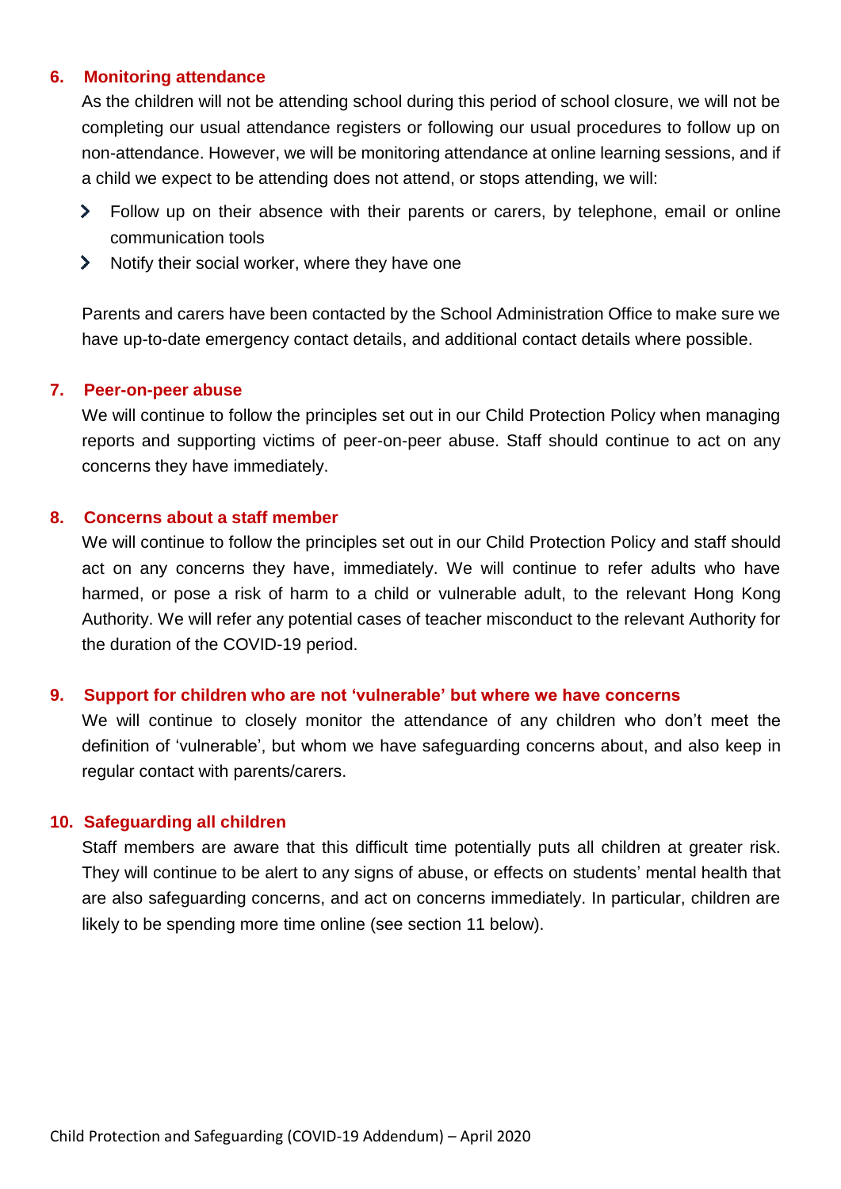## 6. Monitoring attendance

As the children will not be attending school during this period of school closure, we will not be completing our usual attendance registers or following our usual procedures to follow up on non-attendance. However, we will be monitoring attendance at online learning sessions, and if a child we expect to be attending does not attend, or stops attending, we will:

- Follow up on their absence with their parents or carers, by telephone, email or online communication tools
- Notify their social worker, where they have one

Parents and carers have been contacted by the School Administration Office to make sure we have up-to-date emergency contact details, and additional contact details where possible.

## 7. Peer-on-peer abuse

We will continue to follow the principles set out in our Child Protection Policy when managing reports and supporting victims of peer-on-peer abuse. Staff should continue to act on any concerns they have immediately.

## 8. Concerns about a staff member

We will continue to follow the principles set out in our Child Protection Policy and staff should act on any concerns they have, immediately. We will continue to refer adults who have harmed, or pose a risk of harm to a child or vulnerable adult, to the relevant Hong Kong Authority. We will refer any potential cases of teacher misconduct to the relevant Authority for the duration of the COVID-19 period.

## 9. Support for children who are not 'vulnerable' but where we have concerns

We will continue to closely monitor the attendance of any children who don't meet the definition of 'vulnerable', but whom we have safeguarding concerns about, and also keep in regular contact with parents/carers.

## 10. Safeguarding all children

Staff members are aware that this difficult time potentially puts all children at greater risk. They will continue to be alert to any signs of abuse, or effects on students' mental health that are also safeguarding concerns, and act on concerns immediately. In particular, children are likely to be spending more time online (see section 11 below).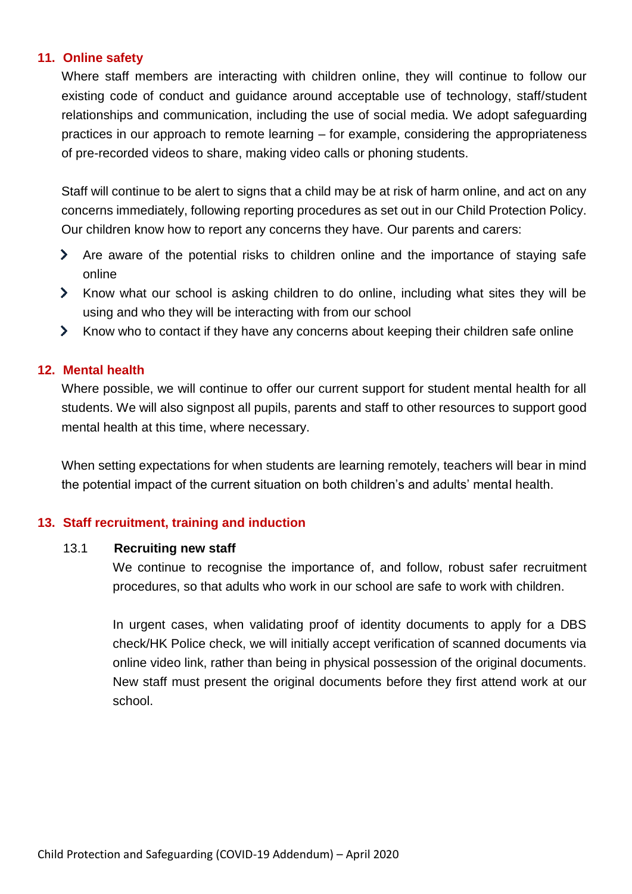## 11. Online safety

Where staff members are interacting with children online, they will continue to follow our existing code of conduct and guidance around acceptable use of technology, staff/student relationships and communication, including the use of social media. We adopt safeguarding practices in our approach to remote learning – for example, considering the appropriateness of pre-recorded videos to share, making video calls or phoning students.

Staff will continue to be alert to signs that a child may be at risk of harm online, and act on any concerns immediately, following reporting procedures as set out in our Child Protection Policy. Our children know how to report any concerns they have. Our parents and carers:

- Are aware of the potential risks to children online and the importance of staying safe online
- Know what our school is asking children to do online, including what sites they will be using and who they will be interacting with from our school
- Know who to contact if they have any concerns about keeping their children safe online

## 12. Mental health

Where possible, we will continue to offer our current support for student mental health for all students. We will also signpost all pupils, parents and staff to other resources to support good mental health at this time, where necessary.

When setting expectations for when students are learning remotely, teachers will bear in mind the potential impact of the current situation on both children's and adults' mental health.

## 13. Staff recruitment, training and induction

### 13.1 Recruiting new staff

We continue to recognise the importance of, and follow, robust safer recruitment procedures, so that adults who work in our school are safe to work with children.

In urgent cases, when validating proof of identity documents to apply for a DBS check/HK Police check, we will initially accept verification of scanned documents via online video link, rather than being in physical possession of the original documents. New staff must present the original documents before they first attend work at our school.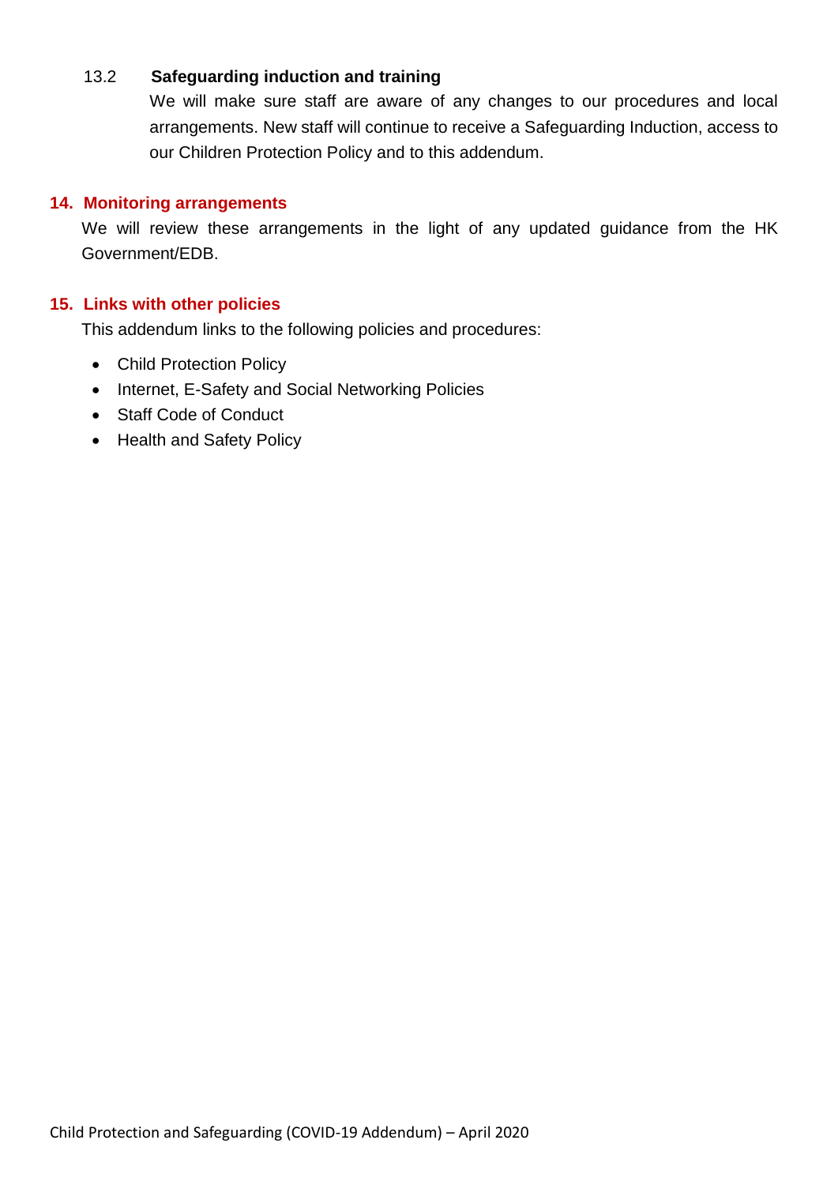### 13.2 Safeguarding induction and training

We will make sure staff are aware of any changes to our procedures and local arrangements. New staff will continue to receive a Safeguarding Induction, access to our Children Protection Policy and to this addendum.

## 14. Monitoring arrangements

We will review these arrangements in the light of any updated guidance from the HK Government/EDB.

## 15. Links with other policies

This addendum links to the following policies and procedures:

- Child Protection Policy
- Internet, E-Safety and Social Networking Policies
- Staff Code of Conduct
- Health and Safety Policy